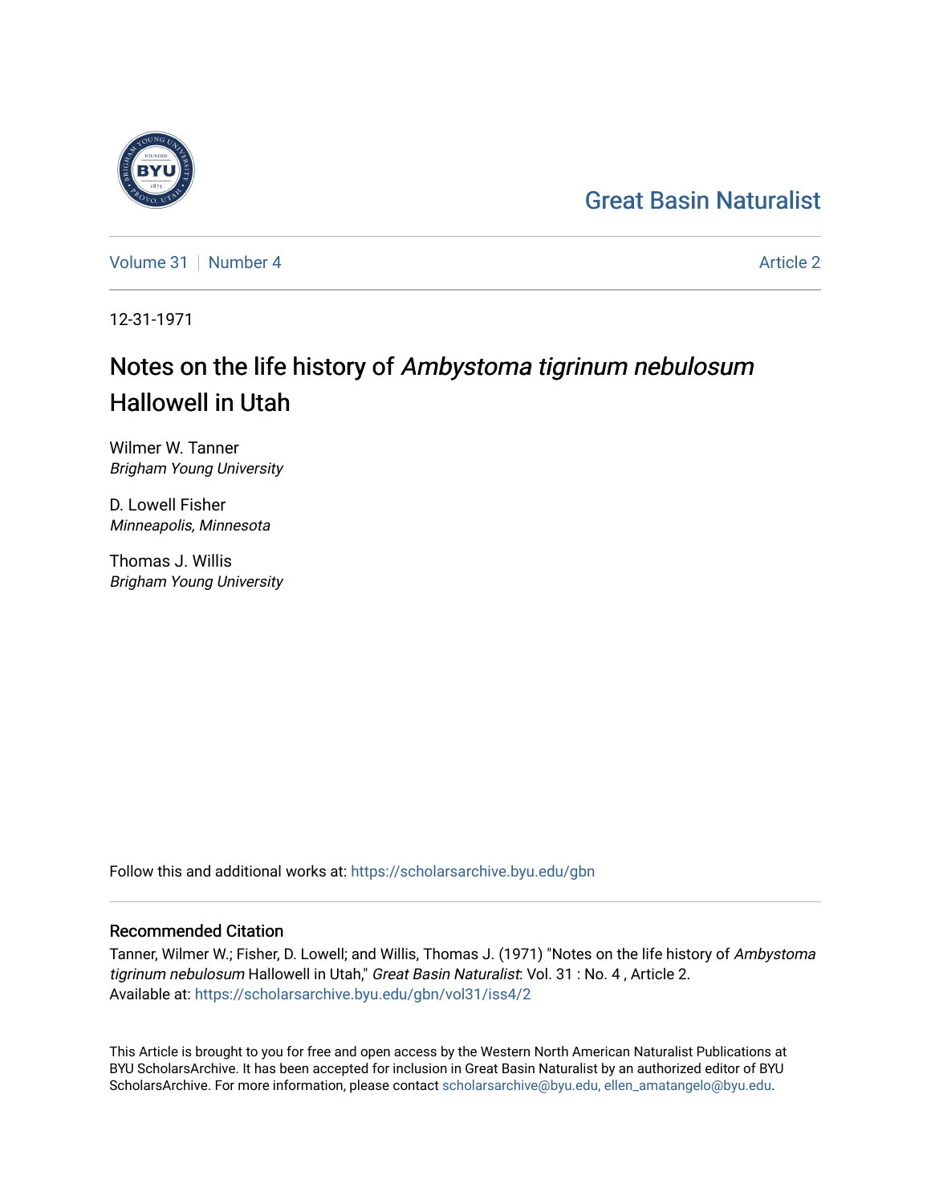Great Basin Naturalist

Volume 31 | Number 4 | Article 2

12-31-1971

# Notes on the life history of *Ambystoma tigrinum nebulosum* Hallowell in Utah

Wilmer W. Tanner
*Brigham Young University*

D. Lowell Fisher
*Minneapolis, Minnesota*

Thomas J. Willis
*Brigham Young University*

Follow this and additional works at: https://scholarsarchive.byu.edu/gbn

## Recommended Citation

Tanner, Wilmer W.; Fisher, D. Lowell; and Willis, Thomas J. (1971) "Notes on the life history of *Ambystoma tigrinum nebulosum* Hallowell in Utah," *Great Basin Naturalist*: Vol. 31 : No. 4 , Article 2.
Available at: https://scholarsarchive.byu.edu/gbn/vol31/iss4/2

This Article is brought to you for free and open access by the Western North American Naturalist Publications at BYU ScholarsArchive. It has been accepted for inclusion in Great Basin Naturalist by an authorized editor of BYU ScholarsArchive. For more information, please contact scholarsarchive@byu.edu, ellen_amatangelo@byu.edu.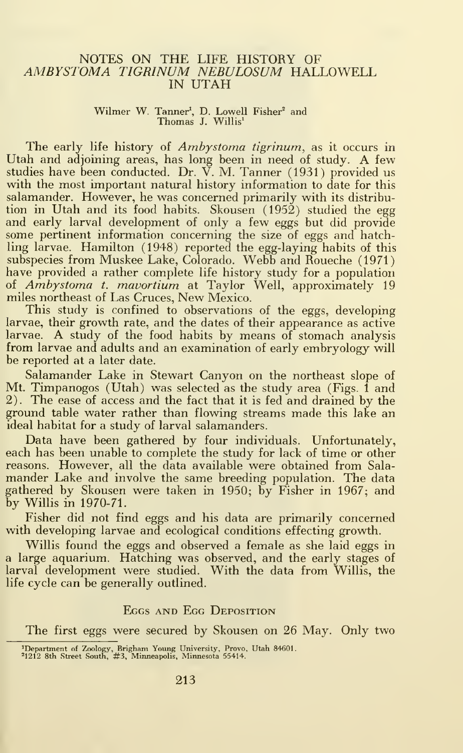# NOTES ON THE LIFE HISTORY OF *AMBYSTOMA TIGRINUM NEBULOSUM* HALLOWELL IN UTAH

Wilmer W. Tanner[1], D. Lowell Fisher[2] and Thomas J. Willis[1]

The early life history of *Ambystoma tigrinum*, as it occurs in Utah and adjoining areas, has long been in need of study. A few studies have been conducted. Dr. V. M. Tanner (1931) provided us with the most important natural history information to date for this salamander. However, he was concerned primarily with its distribution in Utah and its food habits. Skousen (1952) studied the egg and early larval development of only a few eggs but did provide some pertinent information concerning the size of eggs and hatchling larvae. Hamilton (1948) reported the egg-laying habits of this subspecies from Muskee Lake, Colorado. Webb and Roueche (1971) have provided a rather complete life history study for a population of *Ambystoma t. mavortium* at Taylor Well, approximately 19 miles northeast of Las Cruces, New Mexico.

This study is confined to observations of the eggs, developing larvae, their growth rate, and the dates of their appearance as active larvae. A study of the food habits by means of stomach analysis from larvae and adults and an examination of early embryology will be reported at a later date.

Salamander Lake in Stewart Canyon on the northeast slope of Mt. Timpanogos (Utah) was selected as the study area (Figs. 1 and 2). The ease of access and the fact that it is fed and drained by the ground table water rather than flowing streams made this lake an ideal habitat for a study of larval salamanders.

Data have been gathered by four individuals. Unfortunately, each has been unable to complete the study for lack of time or other reasons. However, all the data available were obtained from Salamander Lake and involve the same breeding population. The data gathered by Skousen were taken in 1950; by Fisher in 1967; and by Willis in 1970-71.

Fisher did not find eggs and his data are primarily concerned with developing larvae and ecological conditions effecting growth.

Willis found the eggs and observed a female as she laid eggs in a large aquarium. Hatching was observed, and the early stages of larval development were studied. With the data from Willis, the life cycle can be generally outlined.

## Eggs and Egg Deposition

The first eggs were secured by Skousen on 26 May. Only two

[1]Department of Zoology, Brigham Young University, Provo, Utah 84601.
[2]1212 8th Street South, #3, Minneapolis, Minnesota 55414.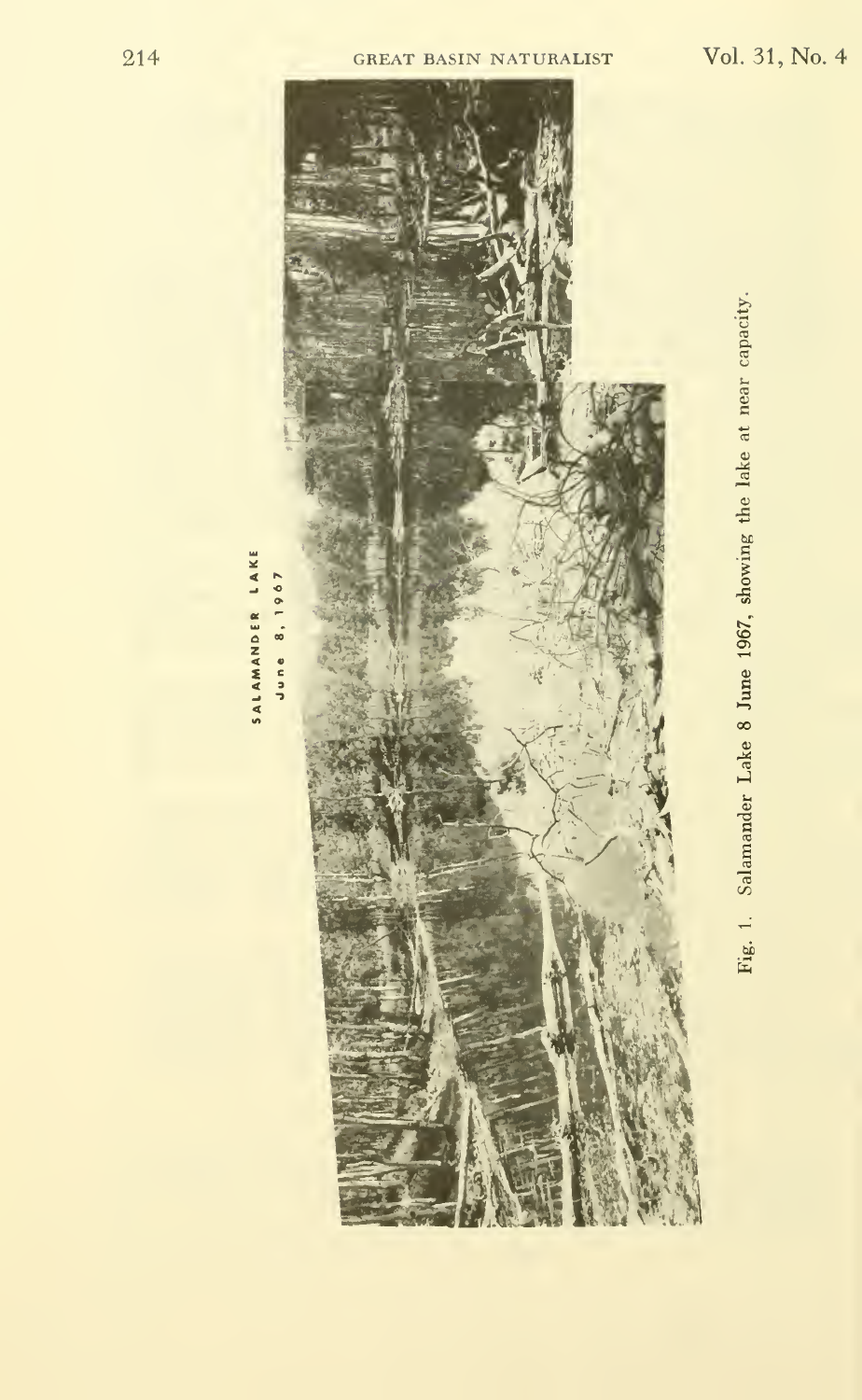Fig. 1. Salamander Lake 8 June 1967, showing the lake at near capacity.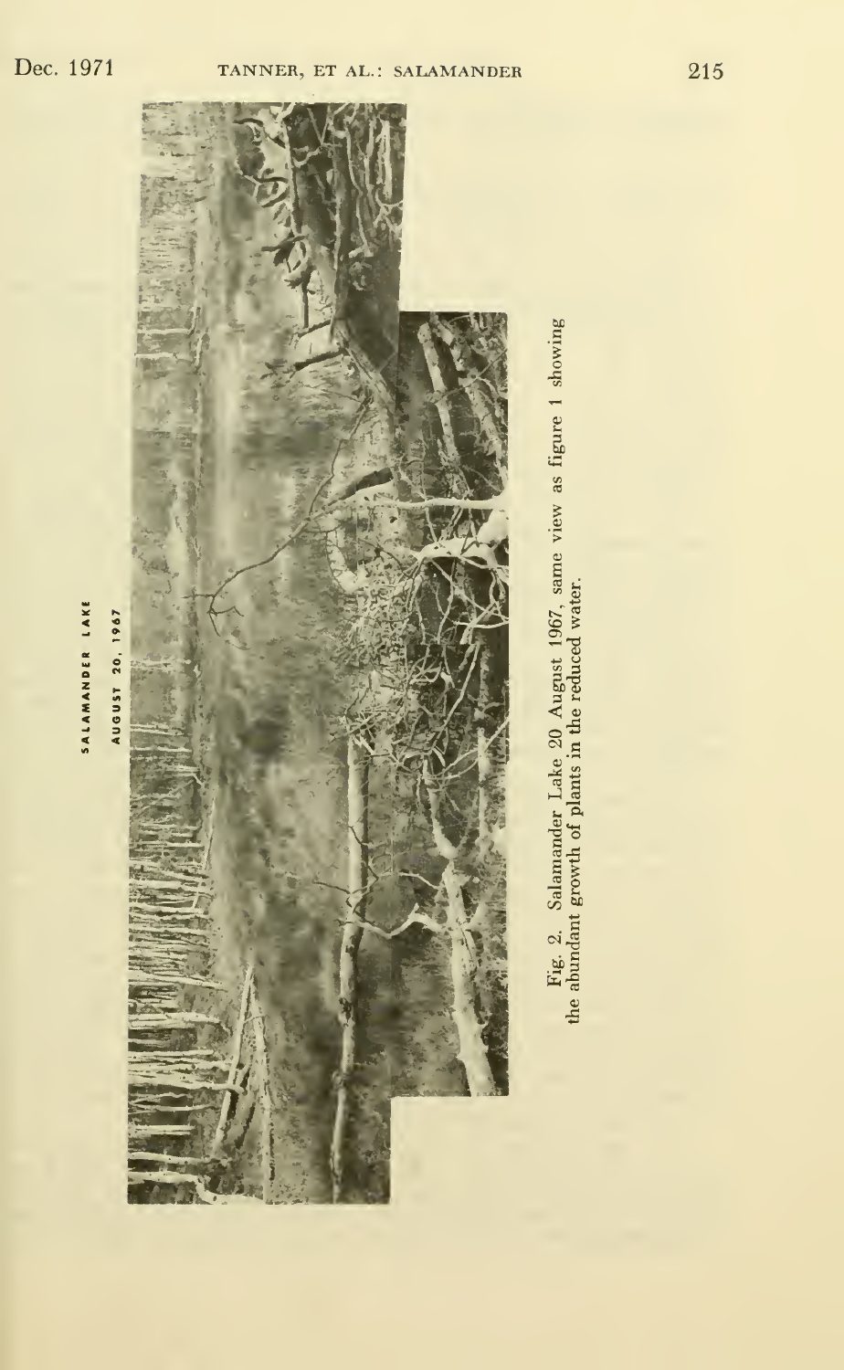Fig. 2. Salamander Lake 20 August 1967, same view as figure 1 showing the abundant growth of plants in the reduced water.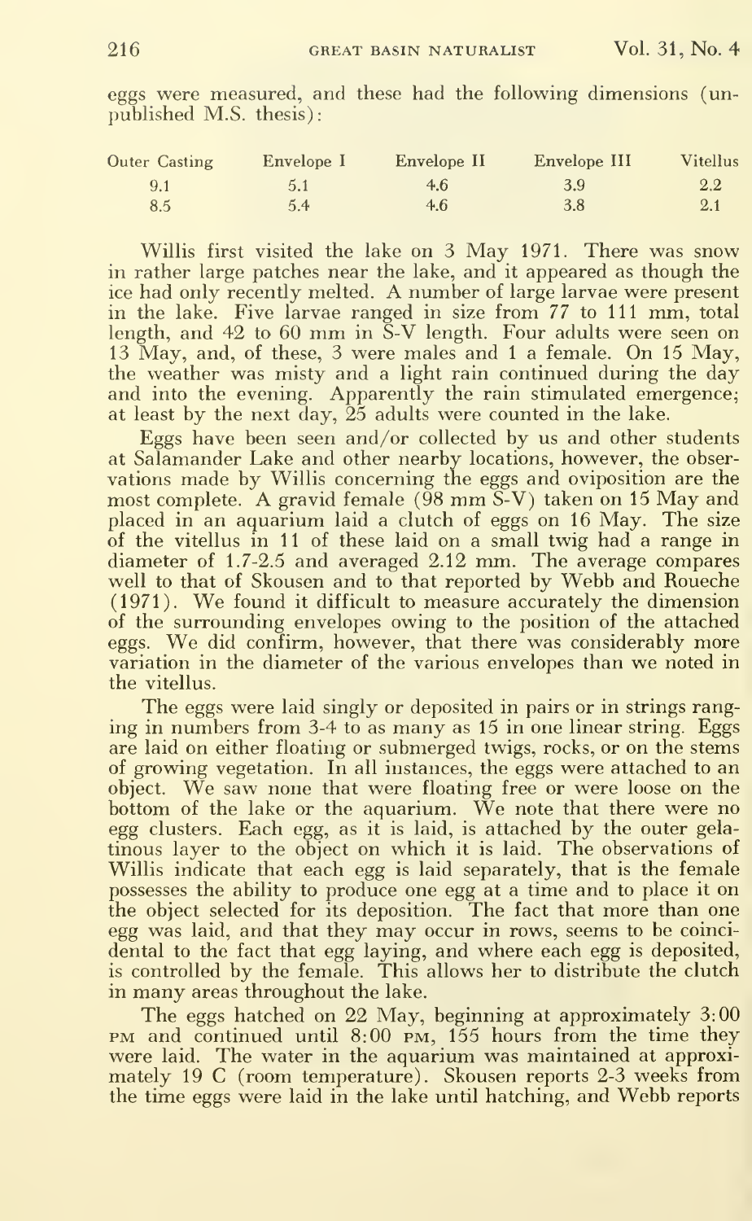eggs were measured, and these had the following dimensions (unpublished M.S. thesis):

| Outer Casting | Envelope I | Envelope II | Envelope III | Vitellus |
|---|---|---|---|---|
| 9.1 | 5.1 | 4.6 | 3.9 | 2.2 |
| 8.5 | 5.4 | 4.6 | 3.8 | 2.1 |

Willis first visited the lake on 3 May 1971. There was snow in rather large patches near the lake, and it appeared as though the ice had only recently melted. A number of large larvae were present in the lake. Five larvae ranged in size from 77 to 111 mm, total length, and 42 to 60 mm in S-V length. Four adults were seen on 13 May, and, of these, 3 were males and 1 a female. On 15 May, the weather was misty and a light rain continued during the day and into the evening. Apparently the rain stimulated emergence; at least by the next day, 25 adults were counted in the lake.

Eggs have been seen and/or collected by us and other students at Salamander Lake and other nearby locations, however, the observations made by Willis concerning the eggs and oviposition are the most complete. A gravid female (98 mm S-V) taken on 15 May and placed in an aquarium laid a clutch of eggs on 16 May. The size of the vitellus in 11 of these laid on a small twig had a range in diameter of 1.7-2.5 and averaged 2.12 mm. The average compares well to that of Skousen and to that reported by Webb and Roueche (1971). We found it difficult to measure accurately the dimension of the surrounding envelopes owing to the position of the attached eggs. We did confirm, however, that there was considerably more variation in the diameter of the various envelopes than we noted in the vitellus.

The eggs were laid singly or deposited in pairs or in strings ranging in numbers from 3-4 to as many as 15 in one linear string. Eggs are laid on either floating or submerged twigs, rocks, or on the stems of growing vegetation. In all instances, the eggs were attached to an object. We saw none that were floating free or were loose on the bottom of the lake or the aquarium. We note that there were no egg clusters. Each egg, as it is laid, is attached by the outer gelatinous layer to the object on which it is laid. The observations of Willis indicate that each egg is laid separately, that is the female possesses the ability to produce one egg at a time and to place it on the object selected for its deposition. The fact that more than one egg was laid, and that they may occur in rows, seems to be coincidental to the fact that egg laying, and where each egg is deposited, is controlled by the female. This allows her to distribute the clutch in many areas throughout the lake.

The eggs hatched on 22 May, beginning at approximately 3:00 PM and continued until 8:00 PM, 155 hours from the time they were laid. The water in the aquarium was maintained at approximately 19 C (room temperature). Skousen reports 2-3 weeks from the time eggs were laid in the lake until hatching, and Webb reports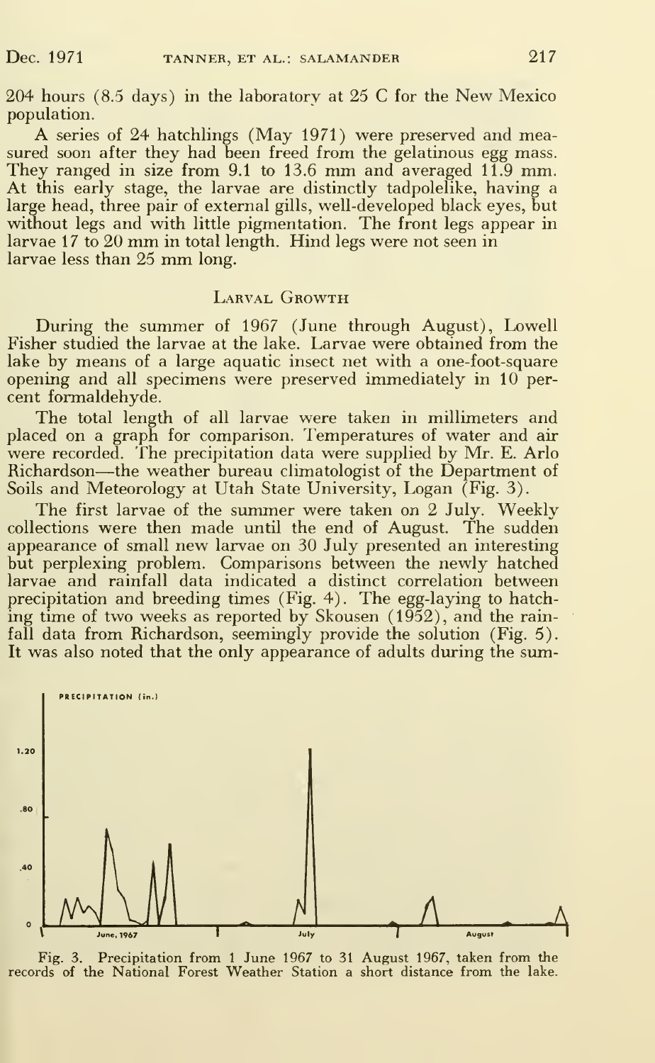204 hours (8.5 days) in the laboratory at 25 C for the New Mexico population.

A series of 24 hatchlings (May 1971) were preserved and measured soon after they had been freed from the gelatinous egg mass. They ranged in size from 9.1 to 13.6 mm and averaged 11.9 mm. At this early stage, the larvae are distinctly tadpolelike, having a large head, three pair of external gills, well-developed black eyes, but without legs and with little pigmentation. The front legs appear in larvae 17 to 20 mm in total length. Hind legs were not seen in larvae less than 25 mm long.

## Larval Growth

During the summer of 1967 (June through August), Lowell Fisher studied the larvae at the lake. Larvae were obtained from the lake by means of a large aquatic insect net with a one-foot-square opening and all specimens were preserved immediately in 10 percent formaldehyde.

The total length of all larvae were taken in millimeters and placed on a graph for comparison. Temperatures of water and air were recorded. The precipitation data were supplied by Mr. E. Arlo Richardson—the weather bureau climatologist of the Department of Soils and Meteorology at Utah State University, Logan (Fig. 3).

The first larvae of the summer were taken on 2 July. Weekly collections were then made until the end of August. The sudden appearance of small new larvae on 30 July presented an interesting but perplexing problem. Comparisons between the newly hatched larvae and rainfall data indicated a distinct correlation between precipitation and breeding times (Fig. 4). The egg-laying to hatching time of two weeks as reported by Skousen (1952), and the rainfall data from Richardson, seemingly provide the solution (Fig. 5). It was also noted that the only appearance of adults during the sum-

Fig. 3. Precipitation from 1 June 1967 to 31 August 1967, taken from the records of the National Forest Weather Station a short distance from the lake.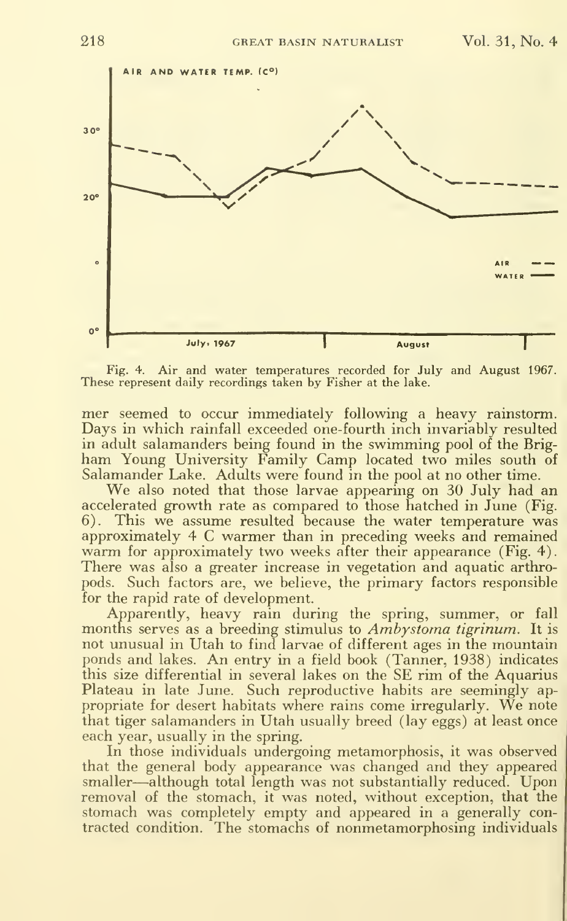Fig. 4. Air and water temperatures recorded for July and August 1967. These represent daily recordings taken by Fisher at the lake.

mer seemed to occur immediately following a heavy rainstorm. Days in which rainfall exceeded one-fourth inch invariably resulted in adult salamanders being found in the swimming pool of the Brigham Young University Family Camp located two miles south of Salamander Lake. Adults were found in the pool at no other time.

We also noted that those larvae appearing on 30 July had an accelerated growth rate as compared to those hatched in June (Fig. 6). This we assume resulted because the water temperature was approximately 4 C warmer than in preceding weeks and remained warm for approximately two weeks after their appearance (Fig. 4). There was also a greater increase in vegetation and aquatic arthropods. Such factors are, we believe, the primary factors responsible for the rapid rate of development.

Apparently, heavy rain during the spring, summer, or fall months serves as a breeding stimulus to *Ambystoma tigrinum*. It is not unusual in Utah to find larvae of different ages in the mountain ponds and lakes. An entry in a field book (Tanner, 1938) indicates this size differential in several lakes on the SE rim of the Aquarius Plateau in late June. Such reproductive habits are seemingly appropriate for desert habitats where rains come irregularly. We note that tiger salamanders in Utah usually breed (lay eggs) at least once each year, usually in the spring.

In those individuals undergoing metamorphosis, it was observed that the general body appearance was changed and they appeared smaller—although total length was not substantially reduced. Upon removal of the stomach, it was noted, without exception, that the stomach was completely empty and appeared in a generally contracted condition. The stomachs of nonmetamorphosing individuals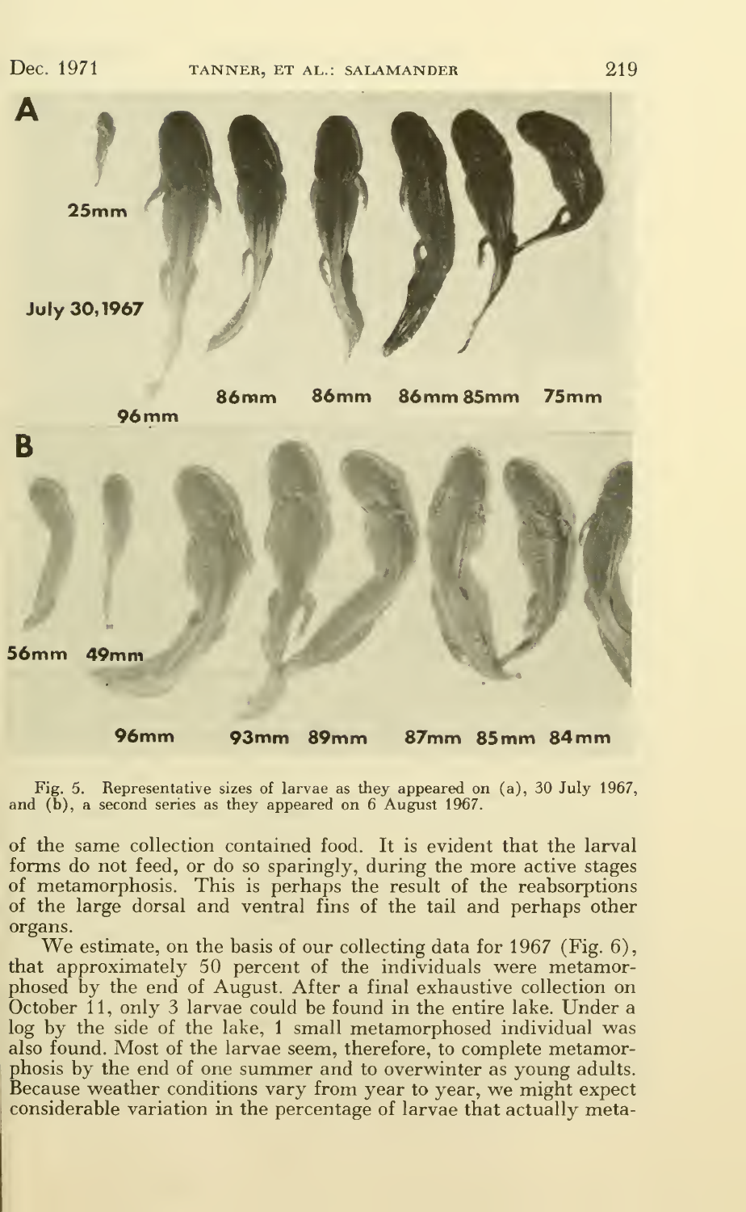Fig. 5. Representative sizes of larvae as they appeared on (a), 30 July 1967, and (b), a second series as they appeared on 6 August 1967.

of the same collection contained food. It is evident that the larval forms do not feed, or do so sparingly, during the more active stages of metamorphosis. This is perhaps the result of the reabsorptions of the large dorsal and ventral fins of the tail and perhaps other organs.

We estimate, on the basis of our collecting data for 1967 (Fig. 6), that approximately 50 percent of the individuals were metamorphosed by the end of August. After a final exhaustive collection on October 11, only 3 larvae could be found in the entire lake. Under a log by the side of the lake, 1 small metamorphosed individual was also found. Most of the larvae seem, therefore, to complete metamorphosis by the end of one summer and to overwinter as young adults. Because weather conditions vary from year to year, we might expect considerable variation in the percentage of larvae that actually meta-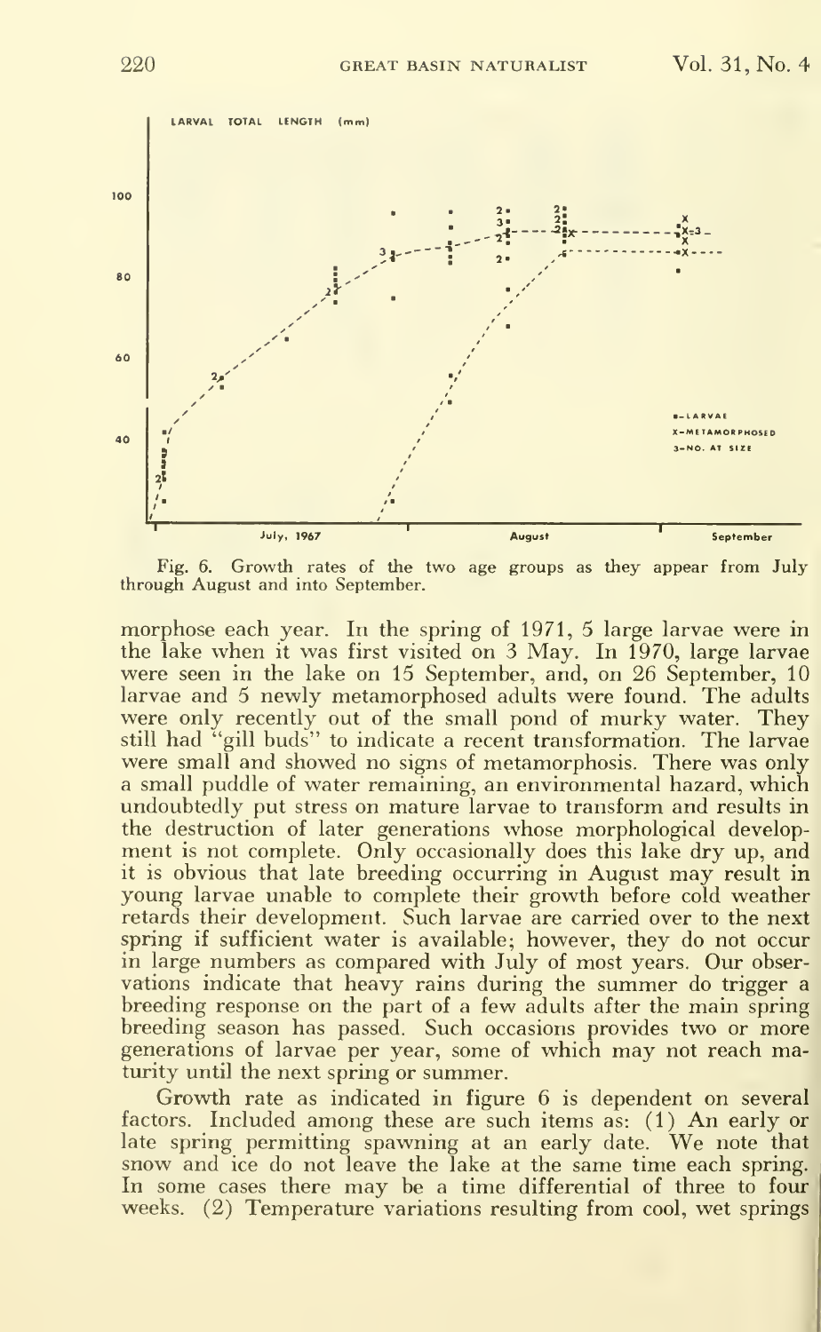Fig. 6. Growth rates of the two age groups as they appear from July through August and into September.

morphose each year. In the spring of 1971, 5 large larvae were in the lake when it was first visited on 3 May. In 1970, large larvae were seen in the lake on 15 September, and, on 26 September, 10 larvae and 5 newly metamorphosed adults were found. The adults were only recently out of the small pond of murky water. They still had "gill buds" to indicate a recent transformation. The larvae were small and showed no signs of metamorphosis. There was only a small puddle of water remaining, an environmental hazard, which undoubtedly put stress on mature larvae to transform and results in the destruction of later generations whose morphological development is not complete. Only occasionally does this lake dry up, and it is obvious that late breeding occurring in August may result in young larvae unable to complete their growth before cold weather retards their development. Such larvae are carried over to the next spring if sufficient water is available; however, they do not occur in large numbers as compared with July of most years. Our observations indicate that heavy rains during the summer do trigger a breeding response on the part of a few adults after the main spring breeding season has passed. Such occasions provides two or more generations of larvae per year, some of which may not reach maturity until the next spring or summer.

Growth rate as indicated in figure 6 is dependent on several factors. Included among these are such items as: (1) An early or late spring permitting spawning at an early date. We note that snow and ice do not leave the lake at the same time each spring. In some cases there may be a time differential of three to four weeks. (2) Temperature variations resulting from cool, wet springs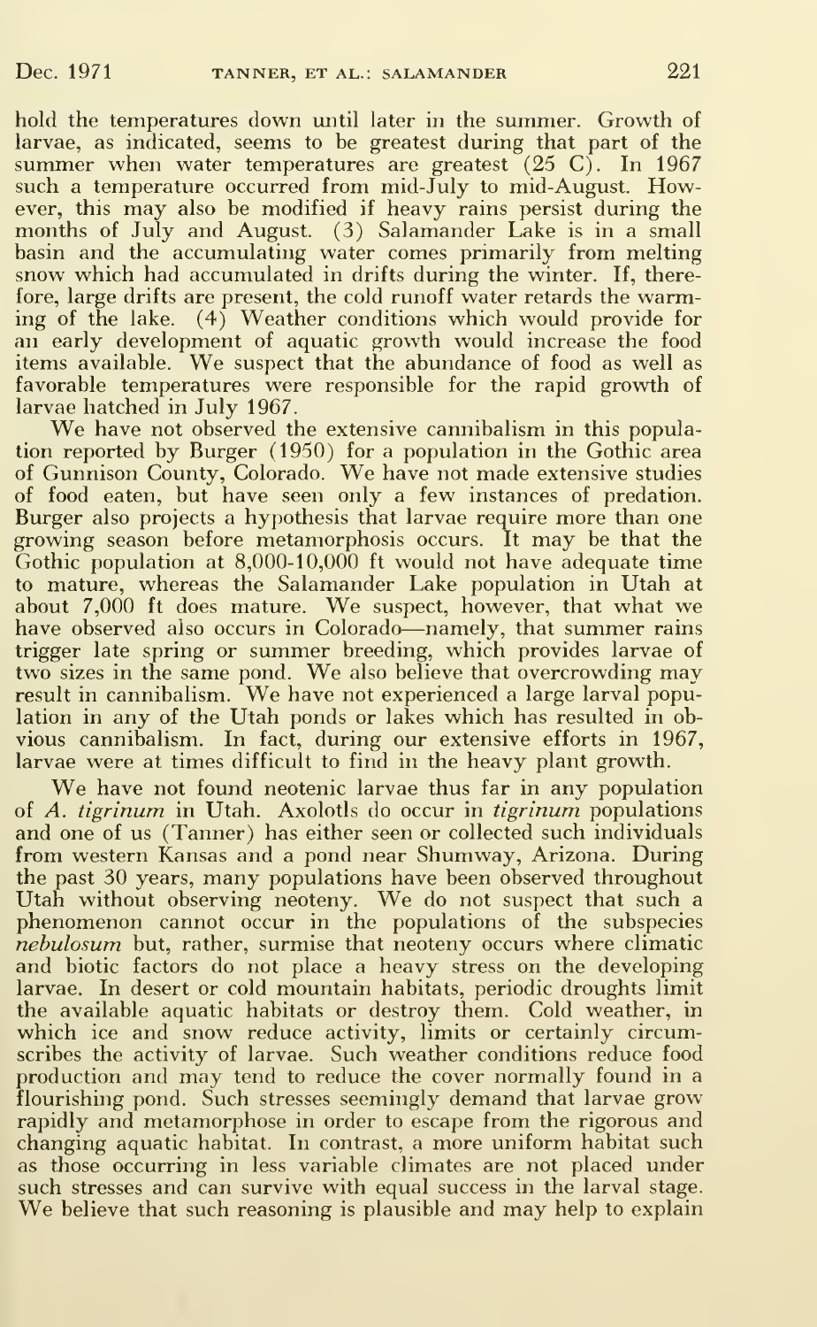hold the temperatures down until later in the summer. Growth of larvae, as indicated, seems to be greatest during that part of the summer when water temperatures are greatest (25 C). In 1967 such a temperature occurred from mid-July to mid-August. However, this may also be modified if heavy rains persist during the months of July and August. (3) Salamander Lake is in a small basin and the accumulating water comes primarily from melting snow which had accumulated in drifts during the winter. If, therefore, large drifts are present, the cold runoff water retards the warming of the lake. (4) Weather conditions which would provide for an early development of aquatic growth would increase the food items available. We suspect that the abundance of food as well as favorable temperatures were responsible for the rapid growth of larvae hatched in July 1967.

We have not observed the extensive cannibalism in this population reported by Burger (1950) for a population in the Gothic area of Gunnison County, Colorado. We have not made extensive studies of food eaten, but have seen only a few instances of predation. Burger also projects a hypothesis that larvae require more than one growing season before metamorphosis occurs. It may be that the Gothic population at 8,000-10,000 ft would not have adequate time to mature, whereas the Salamander Lake population in Utah at about 7,000 ft does mature. We suspect, however, that what we have observed also occurs in Colorado—namely, that summer rains trigger late spring or summer breeding, which provides larvae of two sizes in the same pond. We also believe that overcrowding may result in cannibalism. We have not experienced a large larval population in any of the Utah ponds or lakes which has resulted in obvious cannibalism. In fact, during our extensive efforts in 1967, larvae were at times difficult to find in the heavy plant growth.

We have not found neotenic larvae thus far in any population of *A. tigrinum* in Utah. Axolotls do occur in *tigrinum* populations and one of us (Tanner) has either seen or collected such individuals from western Kansas and a pond near Shumway, Arizona. During the past 30 years, many populations have been observed throughout Utah without observing neoteny. We do not suspect that such a phenomenon cannot occur in the populations of the subspecies *nebulosum* but, rather, surmise that neoteny occurs where climatic and biotic factors do not place a heavy stress on the developing larvae. In desert or cold mountain habitats, periodic droughts limit the available aquatic habitats or destroy them. Cold weather, in which ice and snow reduce activity, limits or certainly circumscribes the activity of larvae. Such weather conditions reduce food production and may tend to reduce the cover normally found in a flourishing pond. Such stresses seemingly demand that larvae grow rapidly and metamorphose in order to escape from the rigorous and changing aquatic habitat. In contrast, a more uniform habitat such as those occurring in less variable climates are not placed under such stresses and can survive with equal success in the larval stage. We believe that such reasoning is plausible and may help to explain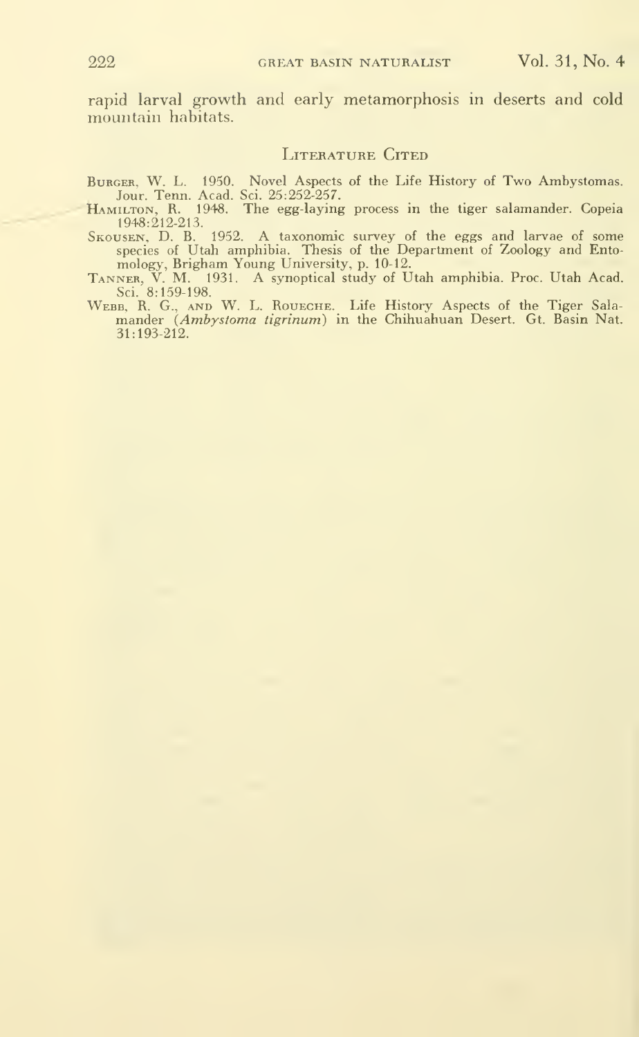rapid larval growth and early metamorphosis in deserts and cold mountain habitats.

## Literature Cited

Burger, W. L. 1950. Novel Aspects of the Life History of Two Ambystomas. Jour. Tenn. Acad. Sci. 25:252-257.

Hamilton, R. 1948. The egg-laying process in the tiger salamander. Copeia 1948:212-213.

Skousen, D. B. 1952. A taxonomic survey of the eggs and larvae of some species of Utah amphibia. Thesis of the Department of Zoology and Entomology, Brigham Young University, p. 10-12.

Tanner, V. M. 1931. A synoptical study of Utah amphibia. Proc. Utah Acad. Sci. 8:159-198.

Webb, R. G., and W. L. Roueche. Life History Aspects of the Tiger Salamander (*Ambystoma tigrinum*) in the Chihuahuan Desert. Gt. Basin Nat. 31:193-212.